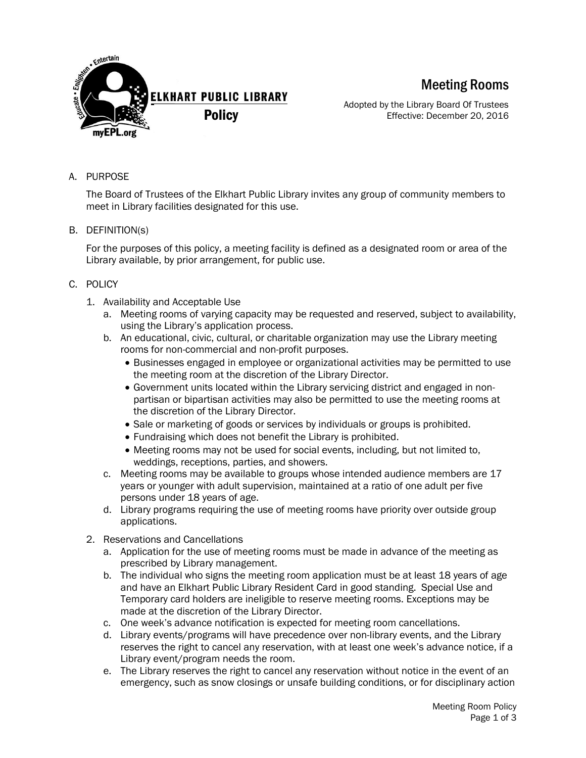ELKHART PUBLIC LIBRARY
**Policy**

# Meeting Rooms

Adopted by the Library Board Of Trustees
Effective: December 20, 2016

## A. PURPOSE

The Board of Trustees of the Elkhart Public Library invites any group of community members to meet in Library facilities designated for this use.

## B. DEFINITION(s)

For the purposes of this policy, a meeting facility is defined as a designated room or area of the Library available, by prior arrangement, for public use.

## C. POLICY

1. Availability and Acceptable Use
   a. Meeting rooms of varying capacity may be requested and reserved, subject to availability, using the Library's application process.
   b. An educational, civic, cultural, or charitable organization may use the Library meeting rooms for non-commercial and non-profit purposes.
      - Businesses engaged in employee or organizational activities may be permitted to use the meeting room at the discretion of the Library Director.
      - Government units located within the Library servicing district and engaged in non-partisan or bipartisan activities may also be permitted to use the meeting rooms at the discretion of the Library Director.
      - Sale or marketing of goods or services by individuals or groups is prohibited.
      - Fundraising which does not benefit the Library is prohibited.
      - Meeting rooms may not be used for social events, including, but not limited to, weddings, receptions, parties, and showers.

   c. Meeting rooms may be available to groups whose intended audience members are 17 years or younger with adult supervision, maintained at a ratio of one adult per five persons under 18 years of age.
   d. Library programs requiring the use of meeting rooms have priority over outside group applications.

2. Reservations and Cancellations
   a. Application for the use of meeting rooms must be made in advance of the meeting as prescribed by Library management.
   b. The individual who signs the meeting room application must be at least 18 years of age and have an Elkhart Public Library Resident Card in good standing. Special Use and Temporary card holders are ineligible to reserve meeting rooms. Exceptions may be made at the discretion of the Library Director.
   c. One week's advance notification is expected for meeting room cancellations.
   d. Library events/programs will have precedence over non-library events, and the Library reserves the right to cancel any reservation, with at least one week's advance notice, if a Library event/program needs the room.
   e. The Library reserves the right to cancel any reservation without notice in the event of an emergency, such as snow closings or unsafe building conditions, or for disciplinary action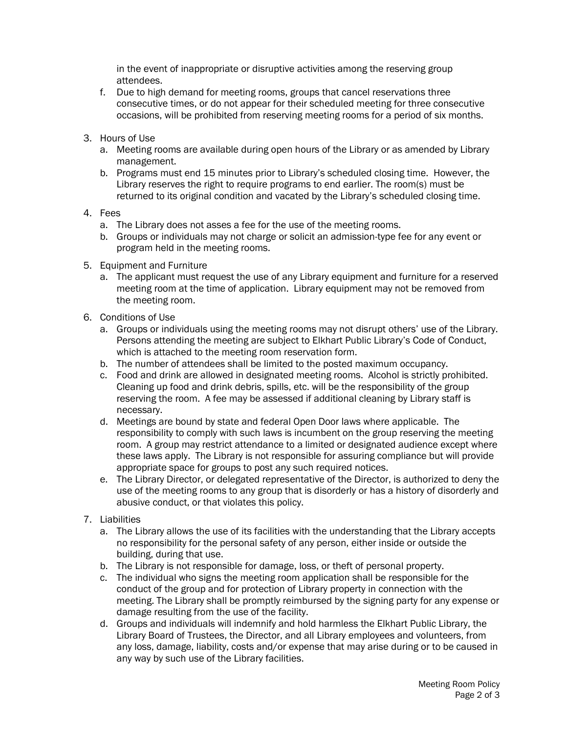in the event of inappropriate or disruptive activities among the reserving group attendees.

f. Due to high demand for meeting rooms, groups that cancel reservations three consecutive times, or do not appear for their scheduled meeting for three consecutive occasions, will be prohibited from reserving meeting rooms for a period of six months.

3. Hours of Use
   a. Meeting rooms are available during open hours of the Library or as amended by Library management.
   b. Programs must end 15 minutes prior to Library's scheduled closing time. However, the Library reserves the right to require programs to end earlier. The room(s) must be returned to its original condition and vacated by the Library's scheduled closing time.

4. Fees
   a. The Library does not asses a fee for the use of the meeting rooms.
   b. Groups or individuals may not charge or solicit an admission-type fee for any event or program held in the meeting rooms.

5. Equipment and Furniture
   a. The applicant must request the use of any Library equipment and furniture for a reserved meeting room at the time of application. Library equipment may not be removed from the meeting room.

6. Conditions of Use
   a. Groups or individuals using the meeting rooms may not disrupt others' use of the Library. Persons attending the meeting are subject to Elkhart Public Library's Code of Conduct, which is attached to the meeting room reservation form.
   b. The number of attendees shall be limited to the posted maximum occupancy.
   c. Food and drink are allowed in designated meeting rooms. Alcohol is strictly prohibited. Cleaning up food and drink debris, spills, etc. will be the responsibility of the group reserving the room. A fee may be assessed if additional cleaning by Library staff is necessary.
   d. Meetings are bound by state and federal Open Door laws where applicable. The responsibility to comply with such laws is incumbent on the group reserving the meeting room. A group may restrict attendance to a limited or designated audience except where these laws apply. The Library is not responsible for assuring compliance but will provide appropriate space for groups to post any such required notices.
   e. The Library Director, or delegated representative of the Director, is authorized to deny the use of the meeting rooms to any group that is disorderly or has a history of disorderly and abusive conduct, or that violates this policy.

7. Liabilities
   a. The Library allows the use of its facilities with the understanding that the Library accepts no responsibility for the personal safety of any person, either inside or outside the building, during that use.
   b. The Library is not responsible for damage, loss, or theft of personal property.
   c. The individual who signs the meeting room application shall be responsible for the conduct of the group and for protection of Library property in connection with the meeting. The Library shall be promptly reimbursed by the signing party for any expense or damage resulting from the use of the facility.
   d. Groups and individuals will indemnify and hold harmless the Elkhart Public Library, the Library Board of Trustees, the Director, and all Library employees and volunteers, from any loss, damage, liability, costs and/or expense that may arise during or to be caused in any way by such use of the Library facilities.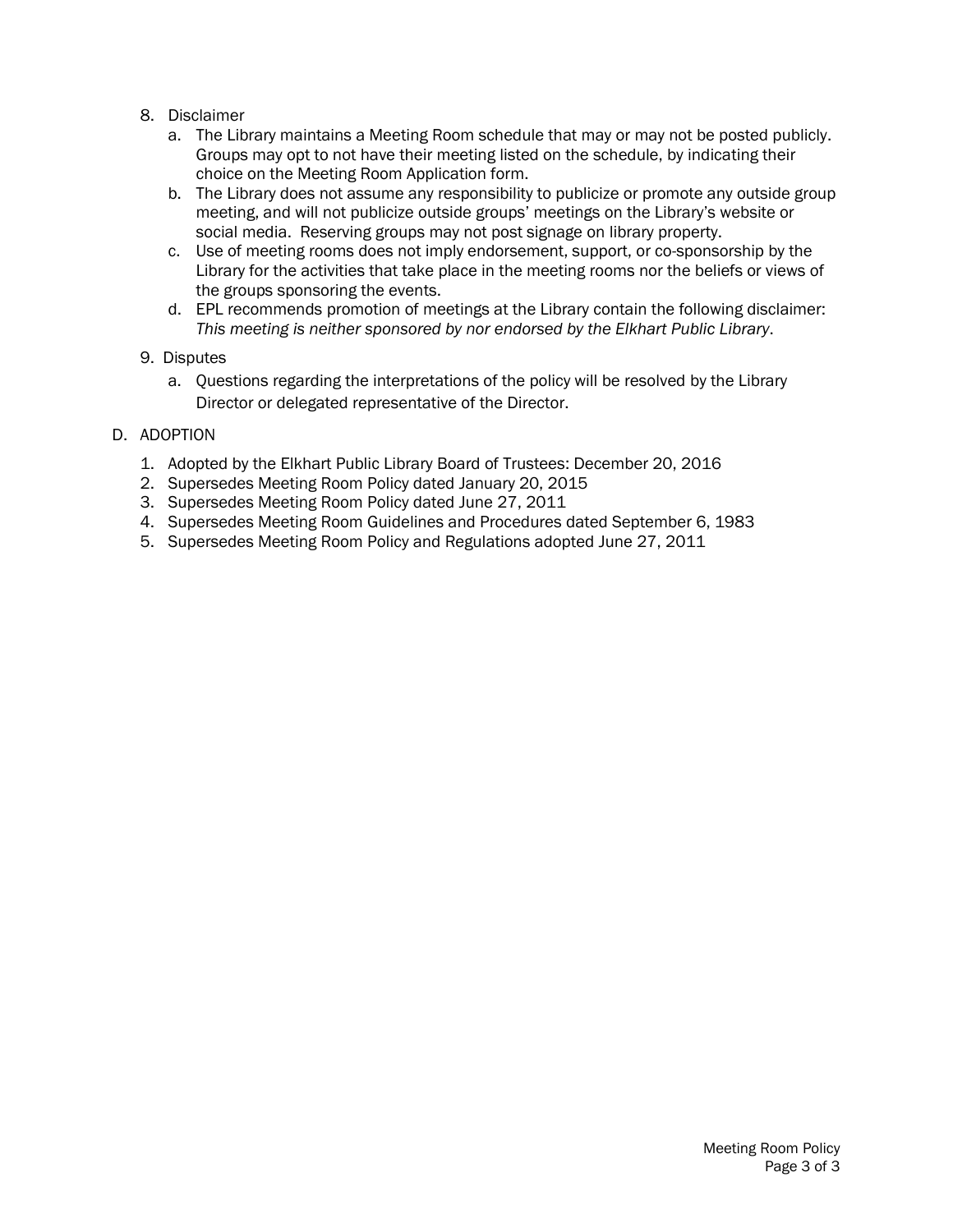8. Disclaimer
   a. The Library maintains a Meeting Room schedule that may or may not be posted publicly. Groups may opt to not have their meeting listed on the schedule, by indicating their choice on the Meeting Room Application form.
   b. The Library does not assume any responsibility to publicize or promote any outside group meeting, and will not publicize outside groups' meetings on the Library's website or social media. Reserving groups may not post signage on library property.
   c. Use of meeting rooms does not imply endorsement, support, or co-sponsorship by the Library for the activities that take place in the meeting rooms nor the beliefs or views of the groups sponsoring the events.
   d. EPL recommends promotion of meetings at the Library contain the following disclaimer: *This meeting is neither sponsored by nor endorsed by the Elkhart Public Library*.

9. Disputes
   a. Questions regarding the interpretations of the policy will be resolved by the Library Director or delegated representative of the Director.

D. ADOPTION

1. Adopted by the Elkhart Public Library Board of Trustees: December 20, 2016
2. Supersedes Meeting Room Policy dated January 20, 2015
3. Supersedes Meeting Room Policy dated June 27, 2011
4. Supersedes Meeting Room Guidelines and Procedures dated September 6, 1983
5. Supersedes Meeting Room Policy and Regulations adopted June 27, 2011